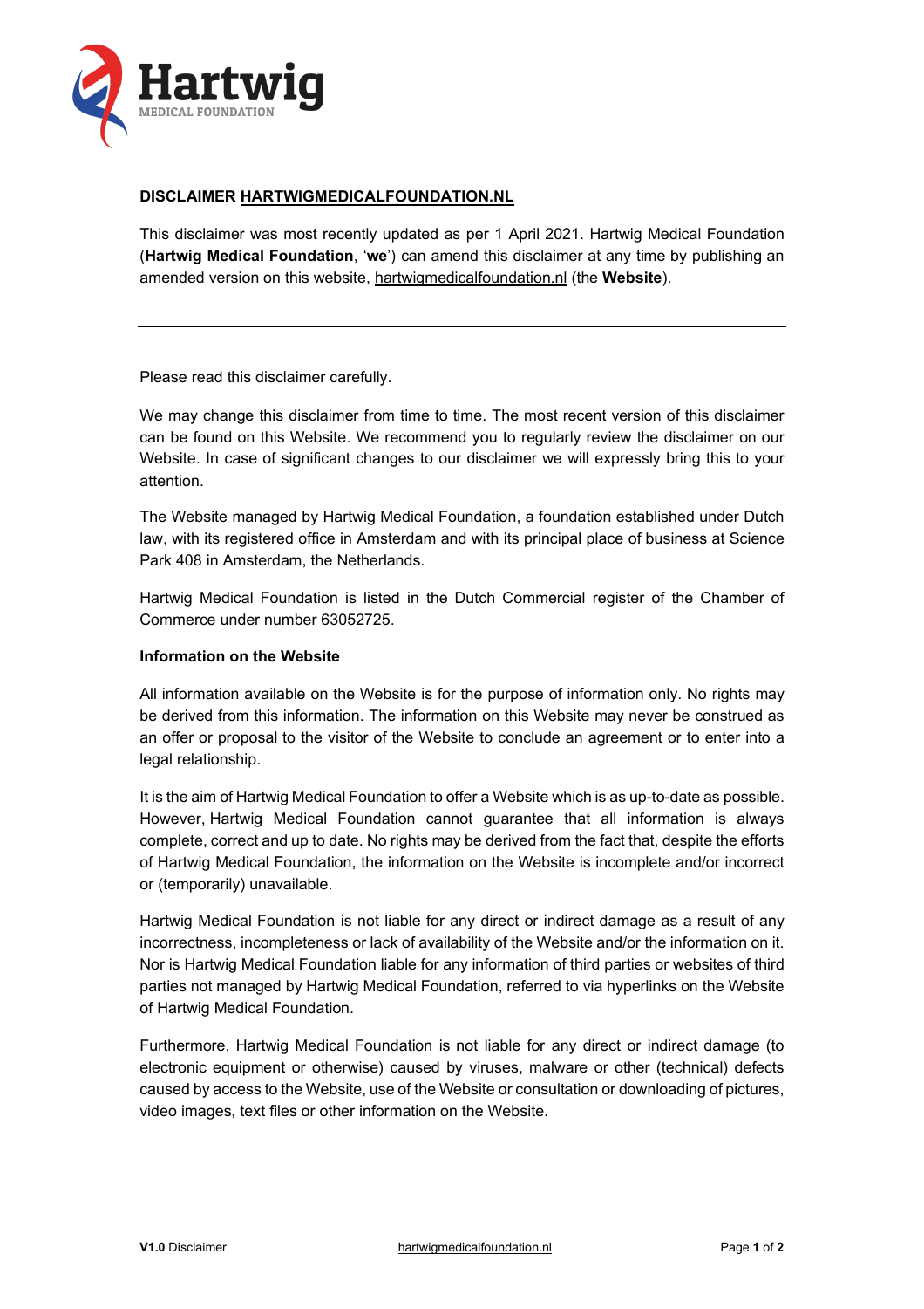Hartwig MEDICAL FOUNDATION

# DISCLAIMER HARTWIGMEDICALFOUNDATION.NL

This disclaimer was most recently updated as per 1 April 2021. Hartwig Medical Foundation (**Hartwig Medical Foundation**, '**we**') can amend this disclaimer at any time by publishing an amended version on this website, hartwigmedicalfoundation.nl (the **Website**).

---

Please read this disclaimer carefully.

We may change this disclaimer from time to time. The most recent version of this disclaimer can be found on this Website. We recommend you to regularly review the disclaimer on our Website. In case of significant changes to our disclaimer we will expressly bring this to your attention.

The Website managed by Hartwig Medical Foundation, a foundation established under Dutch law, with its registered office in Amsterdam and with its principal place of business at Science Park 408 in Amsterdam, the Netherlands.

Hartwig Medical Foundation is listed in the Dutch Commercial register of the Chamber of Commerce under number 63052725.

**Information on the Website**

All information available on the Website is for the purpose of information only. No rights may be derived from this information. The information on this Website may never be construed as an offer or proposal to the visitor of the Website to conclude an agreement or to enter into a legal relationship.

It is the aim of Hartwig Medical Foundation to offer a Website which is as up-to-date as possible. However, Hartwig Medical Foundation cannot guarantee that all information is always complete, correct and up to date. No rights may be derived from the fact that, despite the efforts of Hartwig Medical Foundation, the information on the Website is incomplete and/or incorrect or (temporarily) unavailable.

Hartwig Medical Foundation is not liable for any direct or indirect damage as a result of any incorrectness, incompleteness or lack of availability of the Website and/or the information on it. Nor is Hartwig Medical Foundation liable for any information of third parties or websites of third parties not managed by Hartwig Medical Foundation, referred to via hyperlinks on the Website of Hartwig Medical Foundation.

Furthermore, Hartwig Medical Foundation is not liable for any direct or indirect damage (to electronic equipment or otherwise) caused by viruses, malware or other (technical) defects caused by access to the Website, use of the Website or consultation or downloading of pictures, video images, text files or other information on the Website.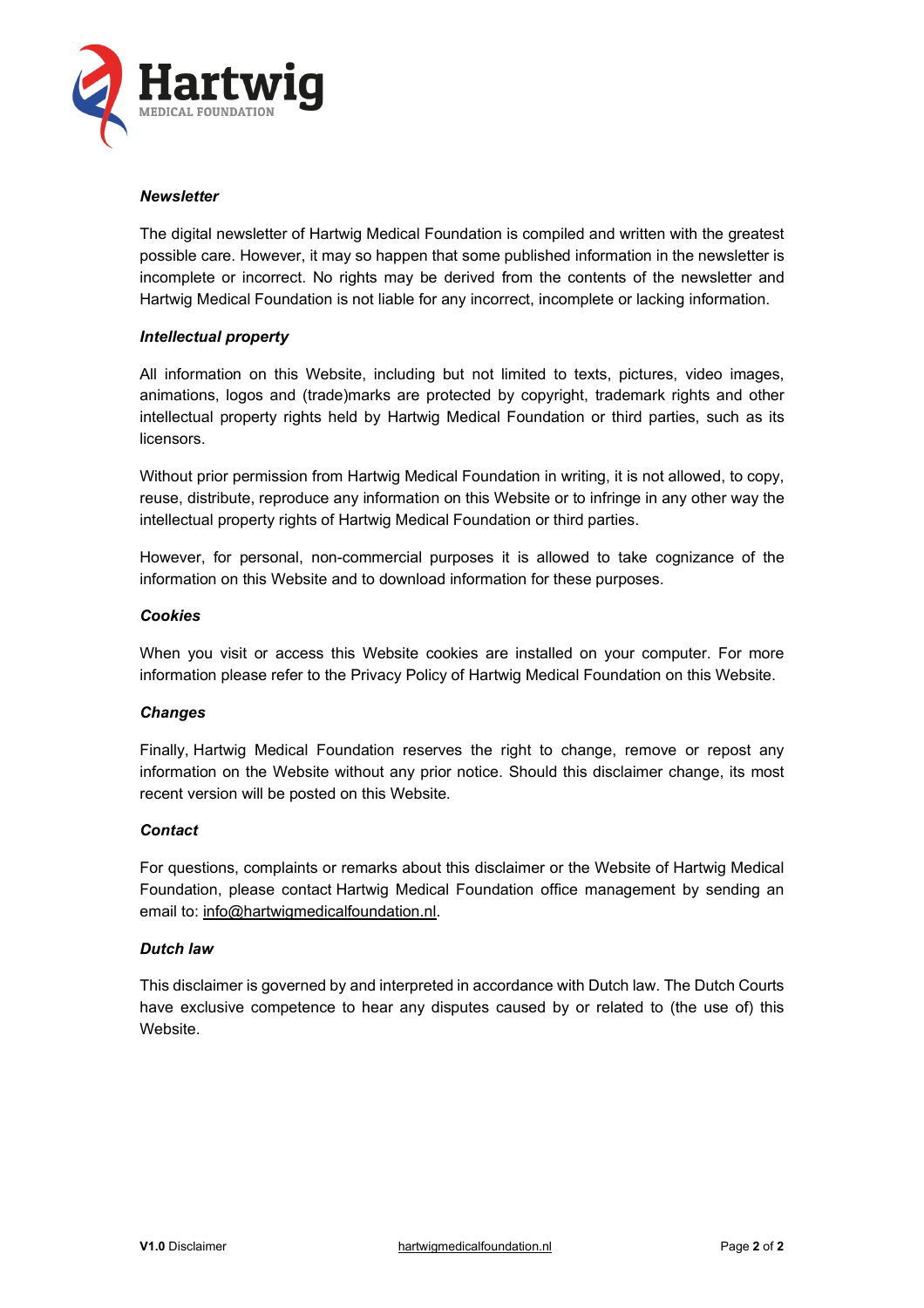***Newsletter***

The digital newsletter of Hartwig Medical Foundation is compiled and written with the greatest possible care. However, it may so happen that some published information in the newsletter is incomplete or incorrect. No rights may be derived from the contents of the newsletter and Hartwig Medical Foundation is not liable for any incorrect, incomplete or lacking information.

***Intellectual property***

All information on this Website, including but not limited to texts, pictures, video images, animations, logos and (trade)marks are protected by copyright, trademark rights and other intellectual property rights held by Hartwig Medical Foundation or third parties, such as its licensors.

Without prior permission from Hartwig Medical Foundation in writing, it is not allowed, to copy, reuse, distribute, reproduce any information on this Website or to infringe in any other way the intellectual property rights of Hartwig Medical Foundation or third parties.

However, for personal, non-commercial purposes it is allowed to take cognizance of the information on this Website and to download information for these purposes.

***Cookies***

When you visit or access this Website cookies are installed on your computer. For more information please refer to the Privacy Policy of Hartwig Medical Foundation on this Website.

***Changes***

Finally, Hartwig Medical Foundation reserves the right to change, remove or repost any information on the Website without any prior notice. Should this disclaimer change, its most recent version will be posted on this Website.

***Contact***

For questions, complaints or remarks about this disclaimer or the Website of Hartwig Medical Foundation, please contact Hartwig Medical Foundation office management by sending an email to: info@hartwigmedicalfoundation.nl.

***Dutch law***

This disclaimer is governed by and interpreted in accordance with Dutch law. The Dutch Courts have exclusive competence to hear any disputes caused by or related to (the use of) this Website.